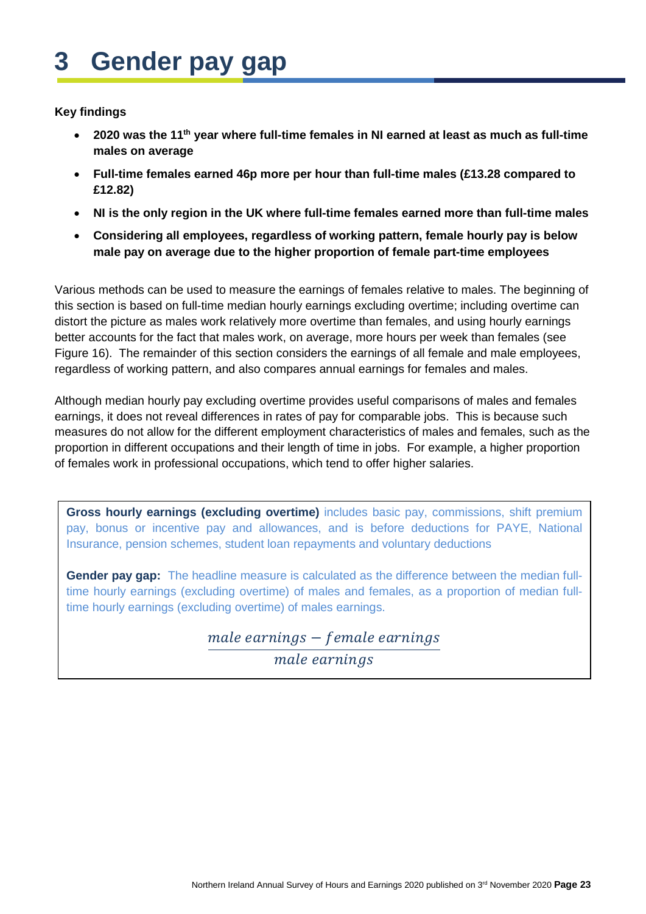# 3 Gender pay gap

**Key findings**

- **2020 was the 11th year where full-time females in NI earned at least as much as full-time males on average**
- **Full-time females earned 46p more per hour than full-time males (£13.28 compared to £12.82)**
- **NI is the only region in the UK where full-time females earned more than full-time males**
- **Considering all employees, regardless of working pattern, female hourly pay is below male pay on average due to the higher proportion of female part-time employees**

Various methods can be used to measure the earnings of females relative to males. The beginning of this section is based on full-time median hourly earnings excluding overtime; including overtime can distort the picture as males work relatively more overtime than females, and using hourly earnings better accounts for the fact that males work, on average, more hours per week than females (see Figure 16). The remainder of this section considers the earnings of all female and male employees, regardless of working pattern, and also compares annual earnings for females and males.

Although median hourly pay excluding overtime provides useful comparisons of males and females earnings, it does not reveal differences in rates of pay for comparable jobs. This is because such measures do not allow for the different employment characteristics of males and females, such as the proportion in different occupations and their length of time in jobs. For example, a higher proportion of females work in professional occupations, which tend to offer higher salaries.

**Gross hourly earnings (excluding overtime)** includes basic pay, commissions, shift premium pay, bonus or incentive pay and allowances, and is before deductions for PAYE, National Insurance, pension schemes, student loan repayments and voluntary deductions

**Gender pay gap:** The headline measure is calculated as the difference between the median full-time hourly earnings (excluding overtime) of males and females, as a proportion of median full-time hourly earnings (excluding overtime) of males earnings.

$$\frac{male\ earnings - female\ earnings}{male\ earnings}$$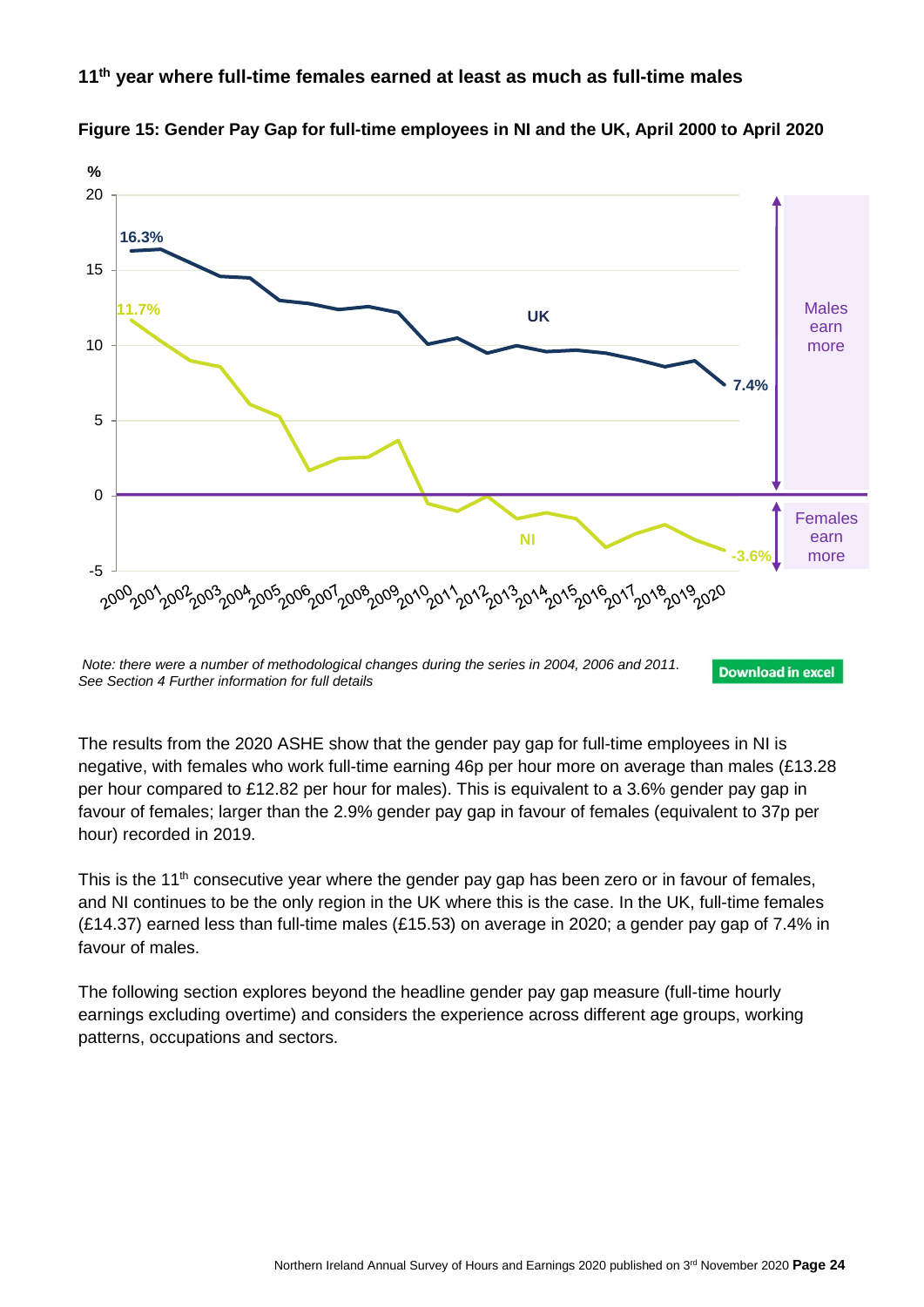### 11th year where full-time females earned at least as much as full-time males

**Figure 15: Gender Pay Gap for full-time employees in NI and the UK, April 2000 to April 2020**

*Note: there were a number of methodological changes during the series in 2004, 2006 and 2011. See Section 4 Further information for full details*

Download in excel

The results from the 2020 ASHE show that the gender pay gap for full-time employees in NI is negative, with females who work full-time earning 46p per hour more on average than males (£13.28 per hour compared to £12.82 per hour for males). This is equivalent to a 3.6% gender pay gap in favour of females; larger than the 2.9% gender pay gap in favour of females (equivalent to 37p per hour) recorded in 2019.

This is the 11th consecutive year where the gender pay gap has been zero or in favour of females, and NI continues to be the only region in the UK where this is the case. In the UK, full-time females (£14.37) earned less than full-time males (£15.53) on average in 2020; a gender pay gap of 7.4% in favour of males.

The following section explores beyond the headline gender pay gap measure (full-time hourly earnings excluding overtime) and considers the experience across different age groups, working patterns, occupations and sectors.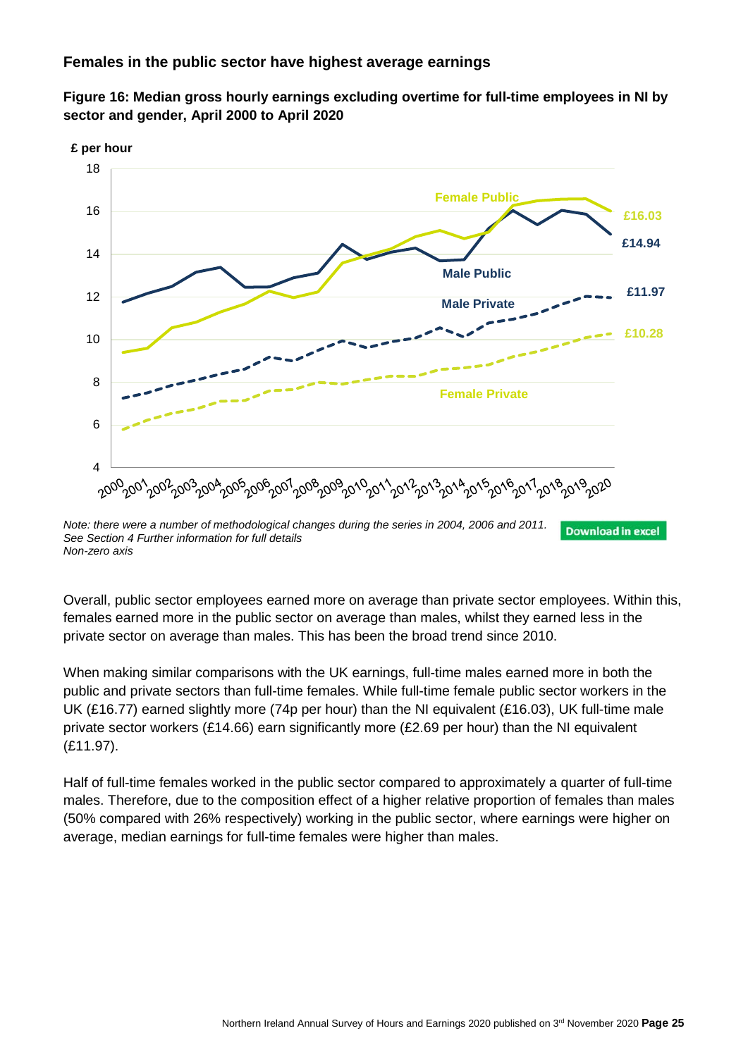### Females in the public sector have highest average earnings

**Figure 16: Median gross hourly earnings excluding overtime for full-time employees in NI by sector and gender, April 2000 to April 2020**

*Note: there were a number of methodological changes during the series in 2004, 2006 and 2011. See Section 4 Further information for full details*
*Non-zero axis*

Download in excel

Overall, public sector employees earned more on average than private sector employees. Within this, females earned more in the public sector on average than males, whilst they earned less in the private sector on average than males. This has been the broad trend since 2010.

When making similar comparisons with the UK earnings, full-time males earned more in both the public and private sectors than full-time females. While full-time female public sector workers in the UK (£16.77) earned slightly more (74p per hour) than the NI equivalent (£16.03), UK full-time male private sector workers (£14.66) earn significantly more (£2.69 per hour) than the NI equivalent (£11.97).

Half of full-time females worked in the public sector compared to approximately a quarter of full-time males. Therefore, due to the composition effect of a higher relative proportion of females than males (50% compared with 26% respectively) working in the public sector, where earnings were higher on average, median earnings for full-time females were higher than males.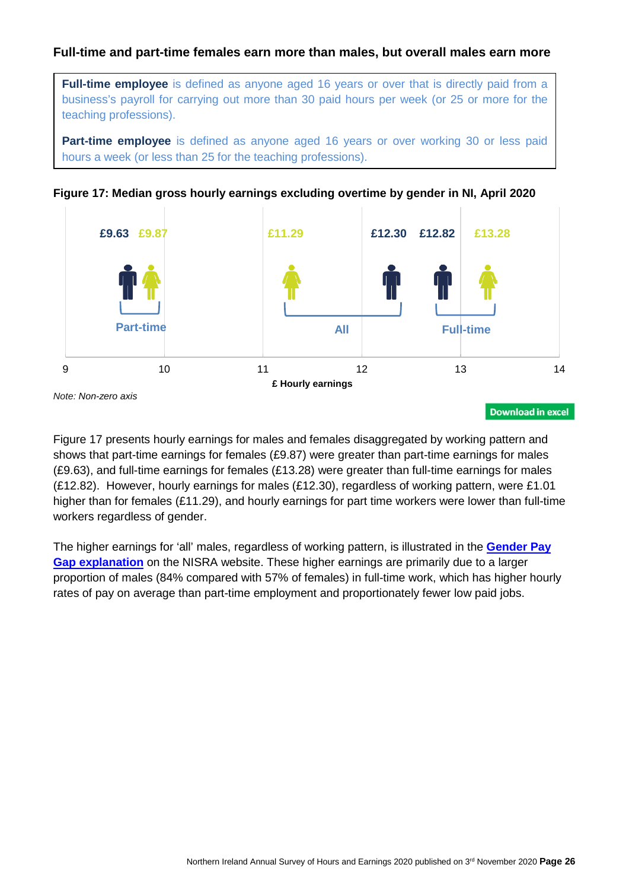### Full-time and part-time females earn more than males, but overall males earn more

> **Full-time employee** is defined as anyone aged 16 years or over that is directly paid from a business's payroll for carrying out more than 30 paid hours per week (or 25 or more for the teaching professions).
>
> **Part-time employee** is defined as anyone aged 16 years or over working 30 or less paid hours a week (or less than 25 for the teaching professions).

**Figure 17: Median gross hourly earnings excluding overtime by gender in NI, April 2020**

| Working pattern | Male | Female |
|---|---|---|
| Part-time | £9.63 | £9.87 |
| All | £12.30 | £11.29 |
| Full-time | £12.82 | £13.28 |

£ Hourly earnings

*Note: Non-zero axis*

Download in excel

Figure 17 presents hourly earnings for males and females disaggregated by working pattern and shows that part-time earnings for females (£9.87) were greater than part-time earnings for males (£9.63), and full-time earnings for females (£13.28) were greater than full-time earnings for males (£12.82). However, hourly earnings for males (£12.30), regardless of working pattern, were £1.01 higher than for females (£11.29), and hourly earnings for part time workers were lower than full-time workers regardless of gender.

The higher earnings for 'all' males, regardless of working pattern, is illustrated in the **Gender Pay Gap explanation** on the NISRA website. These higher earnings are primarily due to a larger proportion of males (84% compared with 57% of females) in full-time work, which has higher hourly rates of pay on average than part-time employment and proportionately fewer low paid jobs.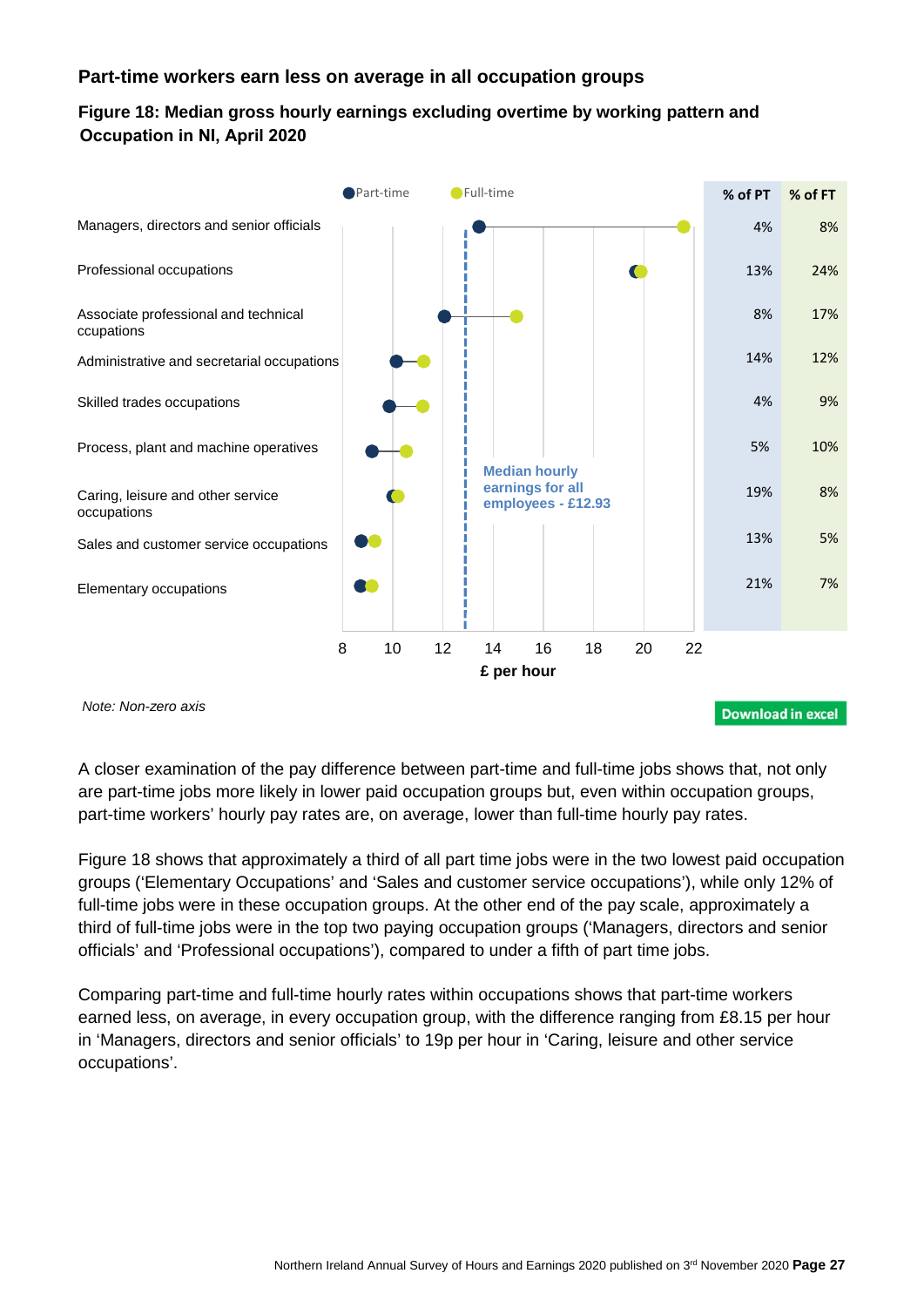## Part-time workers earn less on average in all occupation groups

**Figure 18: Median gross hourly earnings excluding overtime by working pattern and Occupation in NI, April 2020**

| Occupation | % of PT | % of FT |
|---|---|---|
| Managers, directors and senior officials | 4% | 8% |
| Professional occupations | 13% | 24% |
| Associate professional and technical ccupations | 8% | 17% |
| Administrative and secretarial occupations | 14% | 12% |
| Skilled trades occupations | 4% | 9% |
| Process, plant and machine operatives | 5% | 10% |
| Caring, leisure and other service occupations | 19% | 8% |
| Sales and customer service occupations | 13% | 5% |
| Elementary occupations | 21% | 7% |

Median hourly earnings for all employees - £12.93

£ per hour

*Note: Non-zero axis*

Download in excel

A closer examination of the pay difference between part-time and full-time jobs shows that, not only are part-time jobs more likely in lower paid occupation groups but, even within occupation groups, part-time workers' hourly pay rates are, on average, lower than full-time hourly pay rates.

Figure 18 shows that approximately a third of all part time jobs were in the two lowest paid occupation groups ('Elementary Occupations' and 'Sales and customer service occupations'), while only 12% of full-time jobs were in these occupation groups. At the other end of the pay scale, approximately a third of full-time jobs were in the top two paying occupation groups ('Managers, directors and senior officials' and 'Professional occupations'), compared to under a fifth of part time jobs.

Comparing part-time and full-time hourly rates within occupations shows that part-time workers earned less, on average, in every occupation group, with the difference ranging from £8.15 per hour in 'Managers, directors and senior officials' to 19p per hour in 'Caring, leisure and other service occupations'.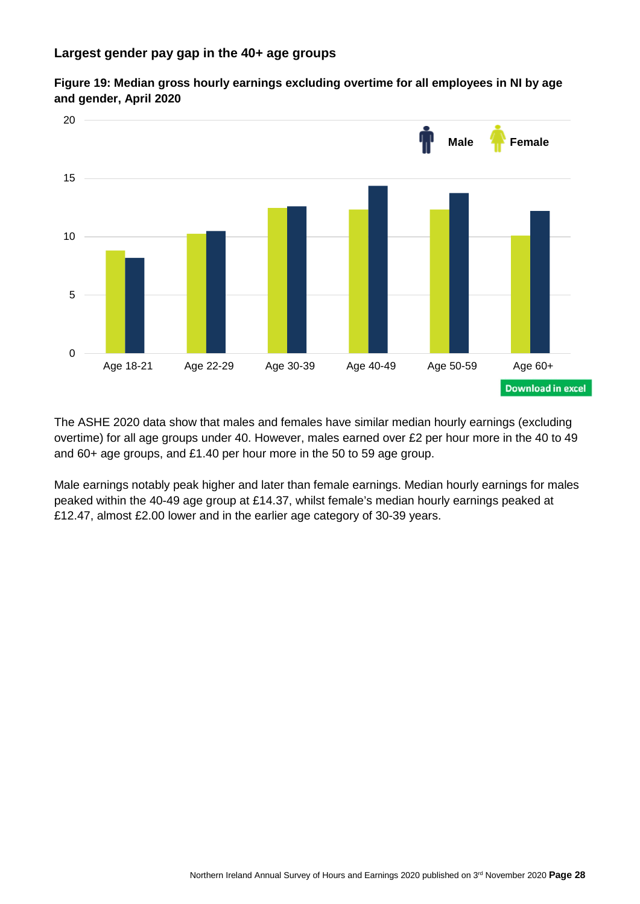## Largest gender pay gap in the 40+ age groups

**Figure 19: Median gross hourly earnings excluding overtime for all employees in NI by age and gender, April 2020**

Download in excel

The ASHE 2020 data show that males and females have similar median hourly earnings (excluding overtime) for all age groups under 40. However, males earned over £2 per hour more in the 40 to 49 and 60+ age groups, and £1.40 per hour more in the 50 to 59 age group.

Male earnings notably peak higher and later than female earnings. Median hourly earnings for males peaked within the 40-49 age group at £14.37, whilst female's median hourly earnings peaked at £12.47, almost £2.00 lower and in the earlier age category of 30-39 years.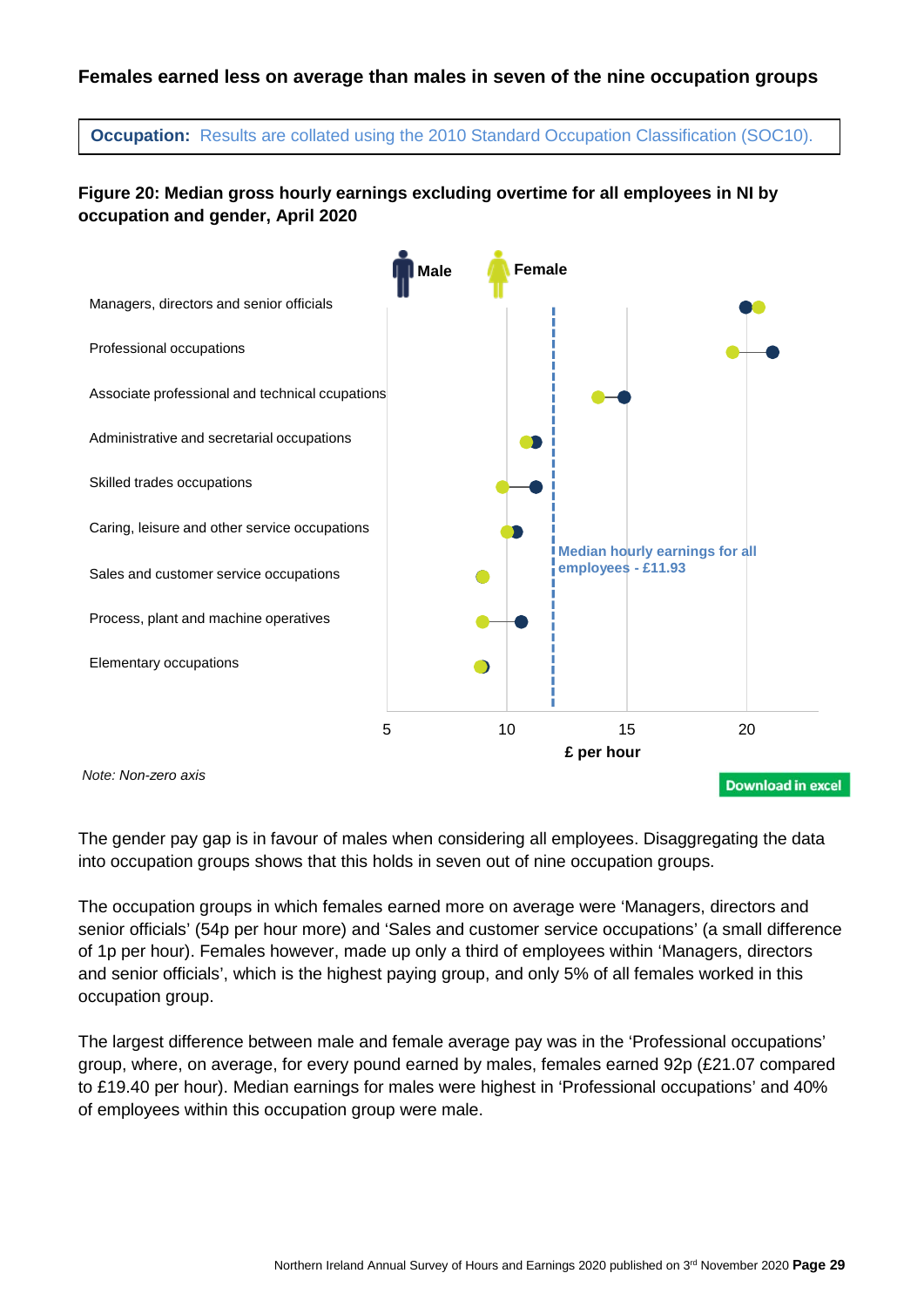### Females earned less on average than males in seven of the nine occupation groups

**Occupation:** Results are collated using the 2010 Standard Occupation Classification (SOC10).

**Figure 20: Median gross hourly earnings excluding overtime for all employees in NI by occupation and gender, April 2020**

Male | Female

Managers, directors and senior officials

Professional occupations

Associate professional and technical cupations

Administrative and secretarial occupations

Skilled trades occupations

Caring, leisure and other service occupations

Sales and customer service occupations

Process, plant and machine operatives

Elementary occupations

Median hourly earnings for all employees - £11.93

5 | 10 | 15 | 20

£ per hour

*Note: Non-zero axis*

Download in excel

The gender pay gap is in favour of males when considering all employees. Disaggregating the data into occupation groups shows that this holds in seven out of nine occupation groups.

The occupation groups in which females earned more on average were 'Managers, directors and senior officials' (54p per hour more) and 'Sales and customer service occupations' (a small difference of 1p per hour). Females however, made up only a third of employees within 'Managers, directors and senior officials', which is the highest paying group, and only 5% of all females worked in this occupation group.

The largest difference between male and female average pay was in the 'Professional occupations' group, where, on average, for every pound earned by males, females earned 92p (£21.07 compared to £19.40 per hour). Median earnings for males were highest in 'Professional occupations' and 40% of employees within this occupation group were male.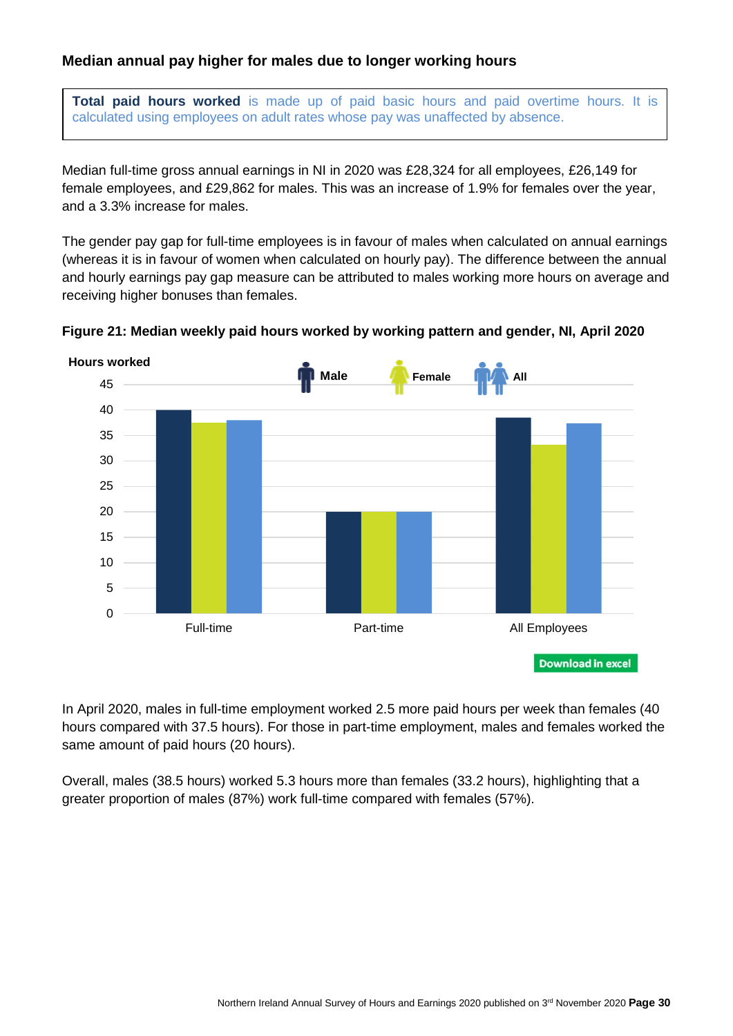### Median annual pay higher for males due to longer working hours

> **Total paid hours worked** is made up of paid basic hours and paid overtime hours. It is calculated using employees on adult rates whose pay was unaffected by absence.

Median full-time gross annual earnings in NI in 2020 was £28,324 for all employees, £26,149 for female employees, and £29,862 for males. This was an increase of 1.9% for females over the year, and a 3.3% increase for males.

The gender pay gap for full-time employees is in favour of males when calculated on annual earnings (whereas it is in favour of women when calculated on hourly pay). The difference between the annual and hourly earnings pay gap measure can be attributed to males working more hours on average and receiving higher bonuses than females.

**Figure 21: Median weekly paid hours worked by working pattern and gender, NI, April 2020**

Hours worked

Male
Female
All

45
40
35
30
25
20
15
10
5
0

Full-time
Part-time
All Employees

Download in excel

In April 2020, males in full-time employment worked 2.5 more paid hours per week than females (40 hours compared with 37.5 hours). For those in part-time employment, males and females worked the same amount of paid hours (20 hours).

Overall, males (38.5 hours) worked 5.3 hours more than females (33.2 hours), highlighting that a greater proportion of males (87%) work full-time compared with females (57%).